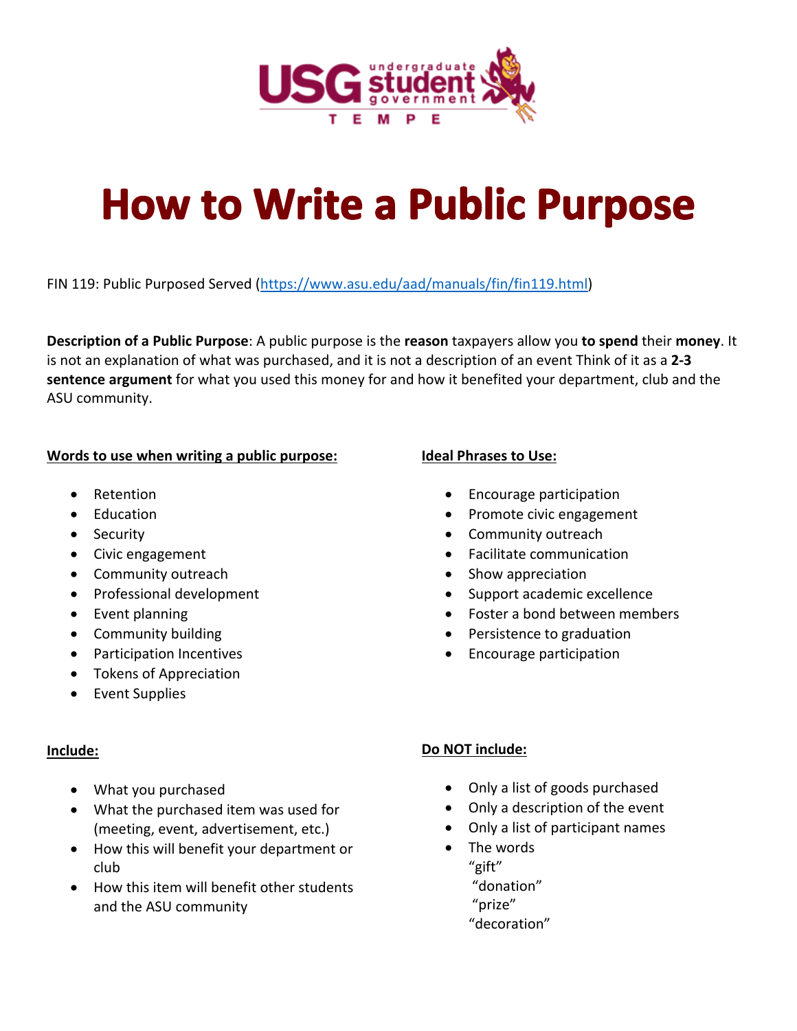# How to Write a Public Purpose

FIN 119: Public Purposed Served (https://www.asu.edu/aad/manuals/fin/fin119.html)

**Description of a Public Purpose**: A public purpose is the **reason** taxpayers allow you **to spend** their **money**. It is not an explanation of what was purchased, and it is not a description of an event Think of it as a **2-3 sentence argument** for what you used this money for and how it benefited your department, club and the ASU community.

**Words to use when writing a public purpose:**

- Retention
- Education
- Security
- Civic engagement
- Community outreach
- Professional development
- Event planning
- Community building
- Participation Incentives
- Tokens of Appreciation
- Event Supplies

**Ideal Phrases to Use:**

- Encourage participation
- Promote civic engagement
- Community outreach
- Facilitate communication
- Show appreciation
- Support academic excellence
- Foster a bond between members
- Persistence to graduation
- Encourage participation

**Include:**

- What you purchased
- What the purchased item was used for (meeting, event, advertisement, etc.)
- How this will benefit your department or club
- How this item will benefit other students and the ASU community

**Do NOT include:**

- Only a list of goods purchased
- Only a description of the event
- Only a list of participant names
- The words
  "gift"
  "donation"
  "prize"
  "decoration"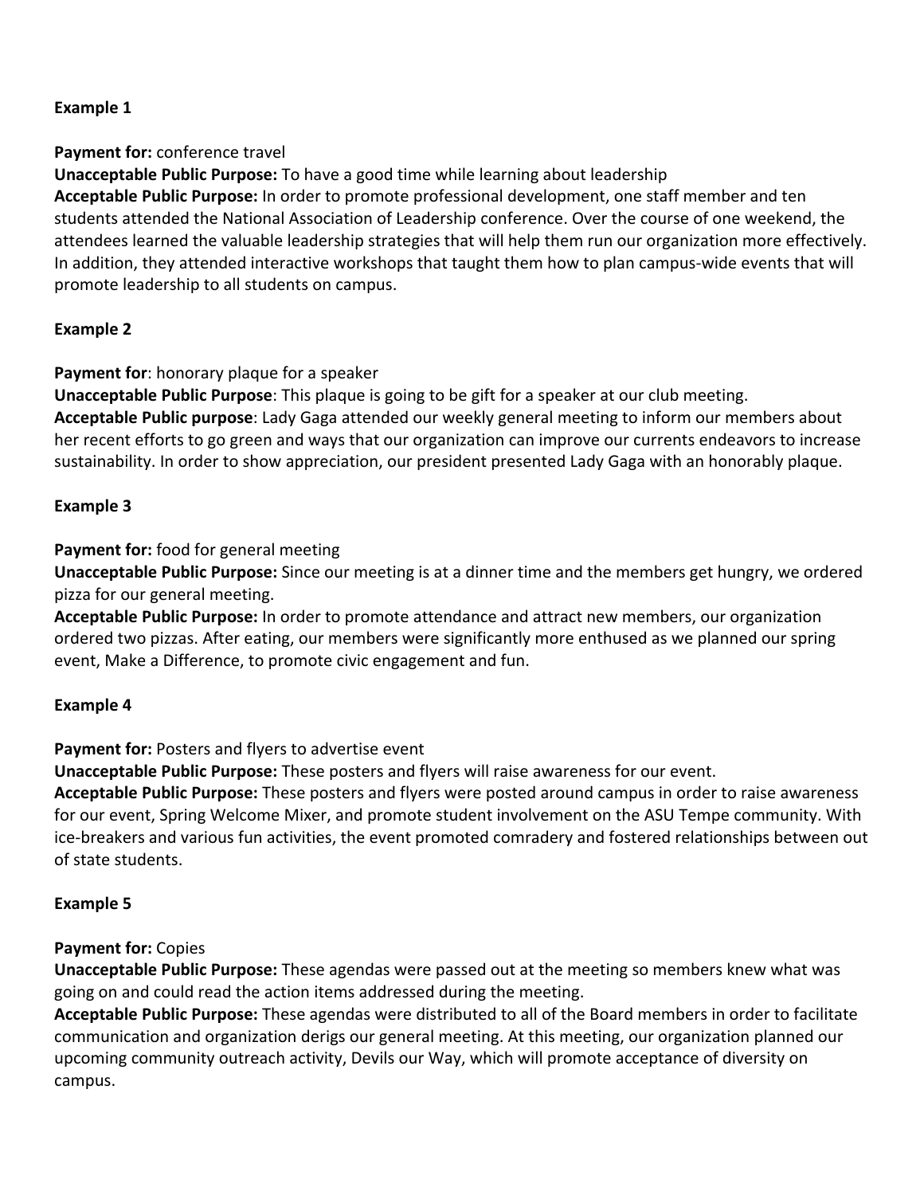**Example 1**

**Payment for:** conference travel
**Unacceptable Public Purpose:** To have a good time while learning about leadership
**Acceptable Public Purpose:** In order to promote professional development, one staff member and ten students attended the National Association of Leadership conference. Over the course of one weekend, the attendees learned the valuable leadership strategies that will help them run our organization more effectively. In addition, they attended interactive workshops that taught them how to plan campus-wide events that will promote leadership to all students on campus.

**Example 2**

**Payment for**: honorary plaque for a speaker
**Unacceptable Public Purpose**: This plaque is going to be gift for a speaker at our club meeting.
**Acceptable Public purpose**: Lady Gaga attended our weekly general meeting to inform our members about her recent efforts to go green and ways that our organization can improve our currents endeavors to increase sustainability. In order to show appreciation, our president presented Lady Gaga with an honorably plaque.

**Example 3**

**Payment for:** food for general meeting
**Unacceptable Public Purpose:** Since our meeting is at a dinner time and the members get hungry, we ordered pizza for our general meeting.
**Acceptable Public Purpose:** In order to promote attendance and attract new members, our organization ordered two pizzas. After eating, our members were significantly more enthused as we planned our spring event, Make a Difference, to promote civic engagement and fun.

**Example 4**

**Payment for:** Posters and flyers to advertise event
**Unacceptable Public Purpose:** These posters and flyers will raise awareness for our event.
**Acceptable Public Purpose:** These posters and flyers were posted around campus in order to raise awareness for our event, Spring Welcome Mixer, and promote student involvement on the ASU Tempe community. With ice-breakers and various fun activities, the event promoted comradery and fostered relationships between out of state students.

**Example 5**

**Payment for:** Copies
**Unacceptable Public Purpose:** These agendas were passed out at the meeting so members knew what was going on and could read the action items addressed during the meeting.
**Acceptable Public Purpose:** These agendas were distributed to all of the Board members in order to facilitate communication and organization derigs our general meeting. At this meeting, our organization planned our upcoming community outreach activity, Devils our Way, which will promote acceptance of diversity on campus.